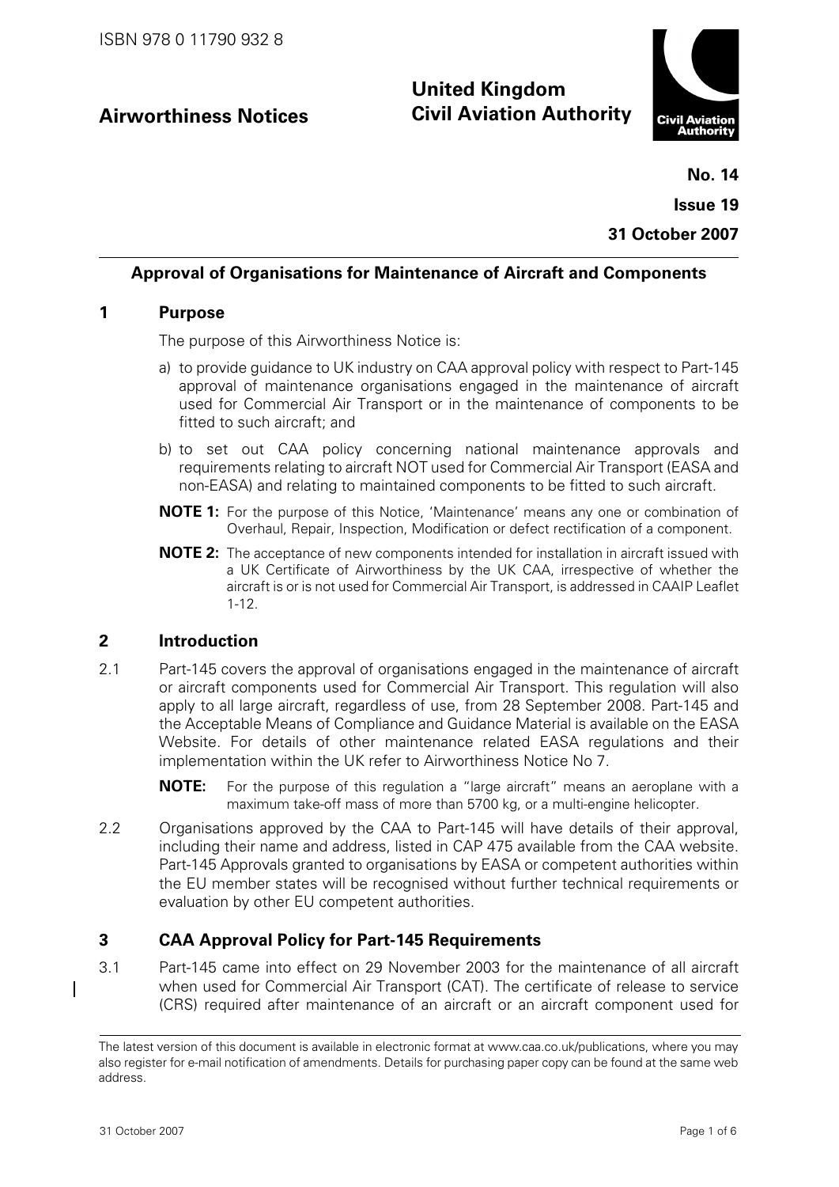ISBN 978 0 11790 932 8

**Airworthiness Notices**

**United Kingdom Civil Aviation Authority**

**No. 14**

**Issue 19**

**31 October 2007**

---

## Approval of Organisations for Maintenance of Aircraft and Components

## 1 Purpose

The purpose of this Airworthiness Notice is:

a) to provide guidance to UK industry on CAA approval policy with respect to Part-145 approval of maintenance organisations engaged in the maintenance of aircraft used for Commercial Air Transport or in the maintenance of components to be fitted to such aircraft; and

b) to set out CAA policy concerning national maintenance approvals and requirements relating to aircraft NOT used for Commercial Air Transport (EASA and non-EASA) and relating to maintained components to be fitted to such aircraft.

**NOTE 1:** For the purpose of this Notice, 'Maintenance' means any one or combination of Overhaul, Repair, Inspection, Modification or defect rectification of a component.

**NOTE 2:** The acceptance of new components intended for installation in aircraft issued with a UK Certificate of Airworthiness by the UK CAA, irrespective of whether the aircraft is or is not used for Commercial Air Transport, is addressed in CAAIP Leaflet 1-12.

## 2 Introduction

2.1 Part-145 covers the approval of organisations engaged in the maintenance of aircraft or aircraft components used for Commercial Air Transport. This regulation will also apply to all large aircraft, regardless of use, from 28 September 2008. Part-145 and the Acceptable Means of Compliance and Guidance Material is available on the EASA Website. For details of other maintenance related EASA regulations and their implementation within the UK refer to Airworthiness Notice No 7.

**NOTE:** For the purpose of this regulation a "large aircraft" means an aeroplane with a maximum take-off mass of more than 5700 kg, or a multi-engine helicopter.

2.2 Organisations approved by the CAA to Part-145 will have details of their approval, including their name and address, listed in CAP 475 available from the CAA website. Part-145 Approvals granted to organisations by EASA or competent authorities within the EU member states will be recognised without further technical requirements or evaluation by other EU competent authorities.

## 3 CAA Approval Policy for Part-145 Requirements

3.1 Part-145 came into effect on 29 November 2003 for the maintenance of all aircraft when used for Commercial Air Transport (CAT). The certificate of release to service (CRS) required after maintenance of an aircraft or an aircraft component used for

---

The latest version of this document is available in electronic format at www.caa.co.uk/publications, where you may also register for e-mail notification of amendments. Details for purchasing paper copy can be found at the same web address.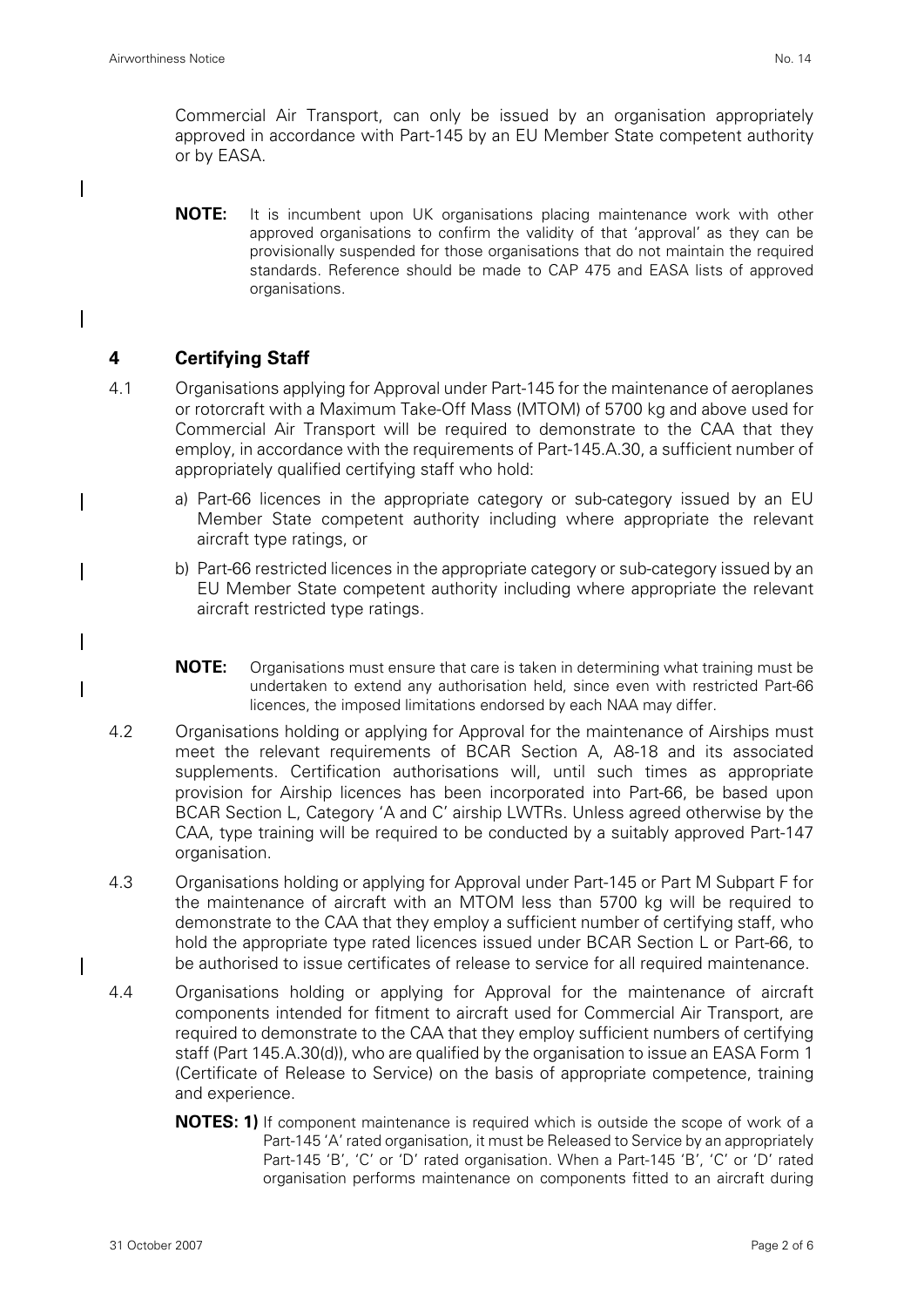Commercial Air Transport, can only be issued by an organisation appropriately approved in accordance with Part-145 by an EU Member State competent authority or by EASA.

**NOTE:** It is incumbent upon UK organisations placing maintenance work with other approved organisations to confirm the validity of that 'approval' as they can be provisionally suspended for those organisations that do not maintain the required standards. Reference should be made to CAP 475 and EASA lists of approved organisations.

## 4 Certifying Staff

4.1 Organisations applying for Approval under Part-145 for the maintenance of aeroplanes or rotorcraft with a Maximum Take-Off Mass (MTOM) of 5700 kg and above used for Commercial Air Transport will be required to demonstrate to the CAA that they employ, in accordance with the requirements of Part-145.A.30, a sufficient number of appropriately qualified certifying staff who hold:

a) Part-66 licences in the appropriate category or sub-category issued by an EU Member State competent authority including where appropriate the relevant aircraft type ratings, or

b) Part-66 restricted licences in the appropriate category or sub-category issued by an EU Member State competent authority including where appropriate the relevant aircraft restricted type ratings.

**NOTE:** Organisations must ensure that care is taken in determining what training must be undertaken to extend any authorisation held, since even with restricted Part-66 licences, the imposed limitations endorsed by each NAA may differ.

4.2 Organisations holding or applying for Approval for the maintenance of Airships must meet the relevant requirements of BCAR Section A, A8-18 and its associated supplements. Certification authorisations will, until such times as appropriate provision for Airship licences has been incorporated into Part-66, be based upon BCAR Section L, Category 'A and C' airship LWTRs. Unless agreed otherwise by the CAA, type training will be required to be conducted by a suitably approved Part-147 organisation.

4.3 Organisations holding or applying for Approval under Part-145 or Part M Subpart F for the maintenance of aircraft with an MTOM less than 5700 kg will be required to demonstrate to the CAA that they employ a sufficient number of certifying staff, who hold the appropriate type rated licences issued under BCAR Section L or Part-66, to be authorised to issue certificates of release to service for all required maintenance.

4.4 Organisations holding or applying for Approval for the maintenance of aircraft components intended for fitment to aircraft used for Commercial Air Transport, are required to demonstrate to the CAA that they employ sufficient numbers of certifying staff (Part 145.A.30(d)), who are qualified by the organisation to issue an EASA Form 1 (Certificate of Release to Service) on the basis of appropriate competence, training and experience.

**NOTES: 1)** If component maintenance is required which is outside the scope of work of a Part-145 'A' rated organisation, it must be Released to Service by an appropriately Part-145 'B', 'C' or 'D' rated organisation. When a Part-145 'B', 'C' or 'D' rated organisation performs maintenance on components fitted to an aircraft during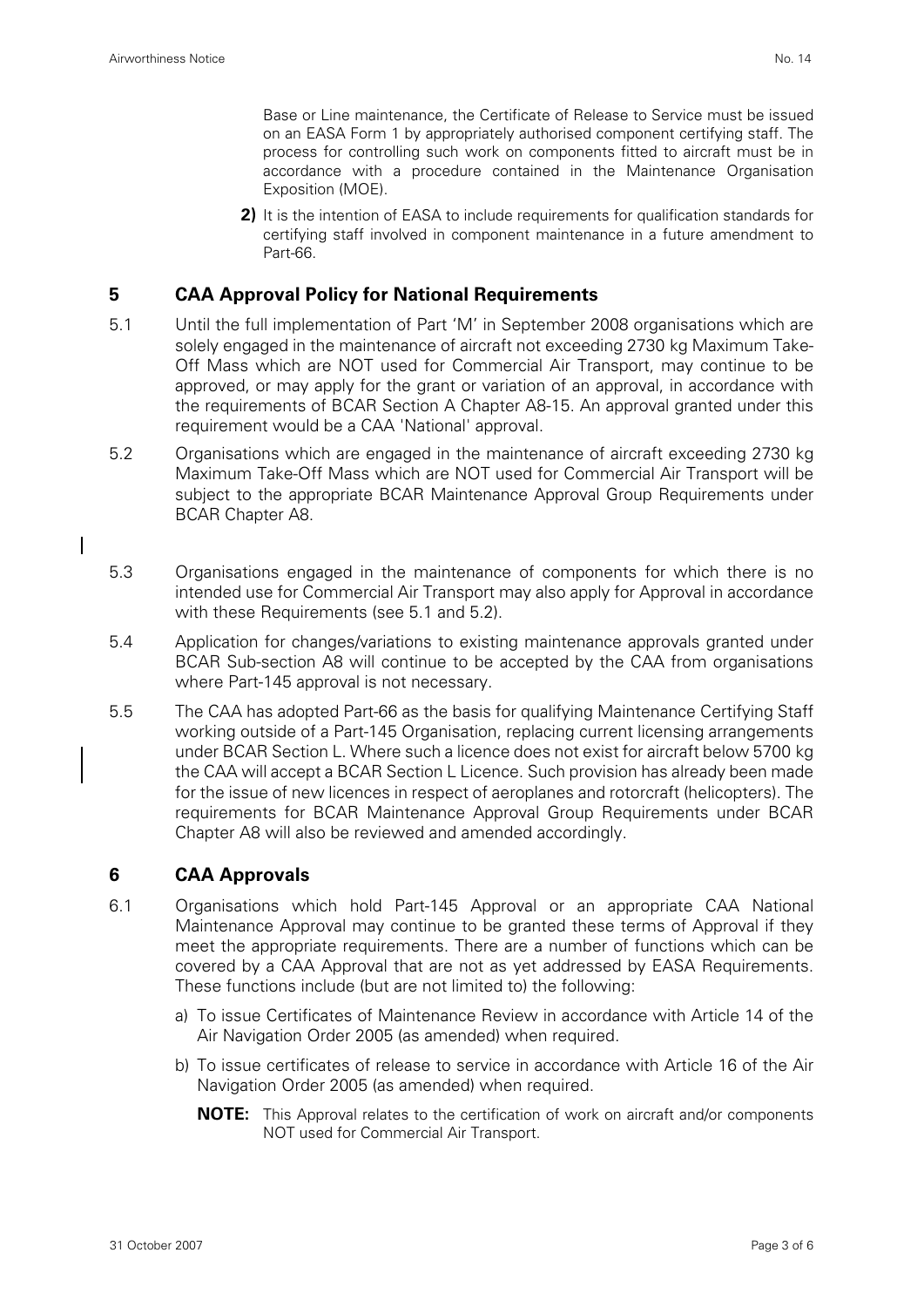Base or Line maintenance, the Certificate of Release to Service must be issued on an EASA Form 1 by appropriately authorised component certifying staff. The process for controlling such work on components fitted to aircraft must be in accordance with a procedure contained in the Maintenance Organisation Exposition (MOE).

**2)** It is the intention of EASA to include requirements for qualification standards for certifying staff involved in component maintenance in a future amendment to Part-66.

## 5 CAA Approval Policy for National Requirements

5.1 Until the full implementation of Part 'M' in September 2008 organisations which are solely engaged in the maintenance of aircraft not exceeding 2730 kg Maximum Take-Off Mass which are NOT used for Commercial Air Transport, may continue to be approved, or may apply for the grant or variation of an approval, in accordance with the requirements of BCAR Section A Chapter A8-15. An approval granted under this requirement would be a CAA 'National' approval.

5.2 Organisations which are engaged in the maintenance of aircraft exceeding 2730 kg Maximum Take-Off Mass which are NOT used for Commercial Air Transport will be subject to the appropriate BCAR Maintenance Approval Group Requirements under BCAR Chapter A8.

5.3 Organisations engaged in the maintenance of components for which there is no intended use for Commercial Air Transport may also apply for Approval in accordance with these Requirements (see 5.1 and 5.2).

5.4 Application for changes/variations to existing maintenance approvals granted under BCAR Sub-section A8 will continue to be accepted by the CAA from organisations where Part-145 approval is not necessary.

5.5 The CAA has adopted Part-66 as the basis for qualifying Maintenance Certifying Staff working outside of a Part-145 Organisation, replacing current licensing arrangements under BCAR Section L. Where such a licence does not exist for aircraft below 5700 kg the CAA will accept a BCAR Section L Licence. Such provision has already been made for the issue of new licences in respect of aeroplanes and rotorcraft (helicopters). The requirements for BCAR Maintenance Approval Group Requirements under BCAR Chapter A8 will also be reviewed and amended accordingly.

## 6 CAA Approvals

6.1 Organisations which hold Part-145 Approval or an appropriate CAA National Maintenance Approval may continue to be granted these terms of Approval if they meet the appropriate requirements. There are a number of functions which can be covered by a CAA Approval that are not as yet addressed by EASA Requirements. These functions include (but are not limited to) the following:

a) To issue Certificates of Maintenance Review in accordance with Article 14 of the Air Navigation Order 2005 (as amended) when required.

b) To issue certificates of release to service in accordance with Article 16 of the Air Navigation Order 2005 (as amended) when required.

**NOTE:** This Approval relates to the certification of work on aircraft and/or components NOT used for Commercial Air Transport.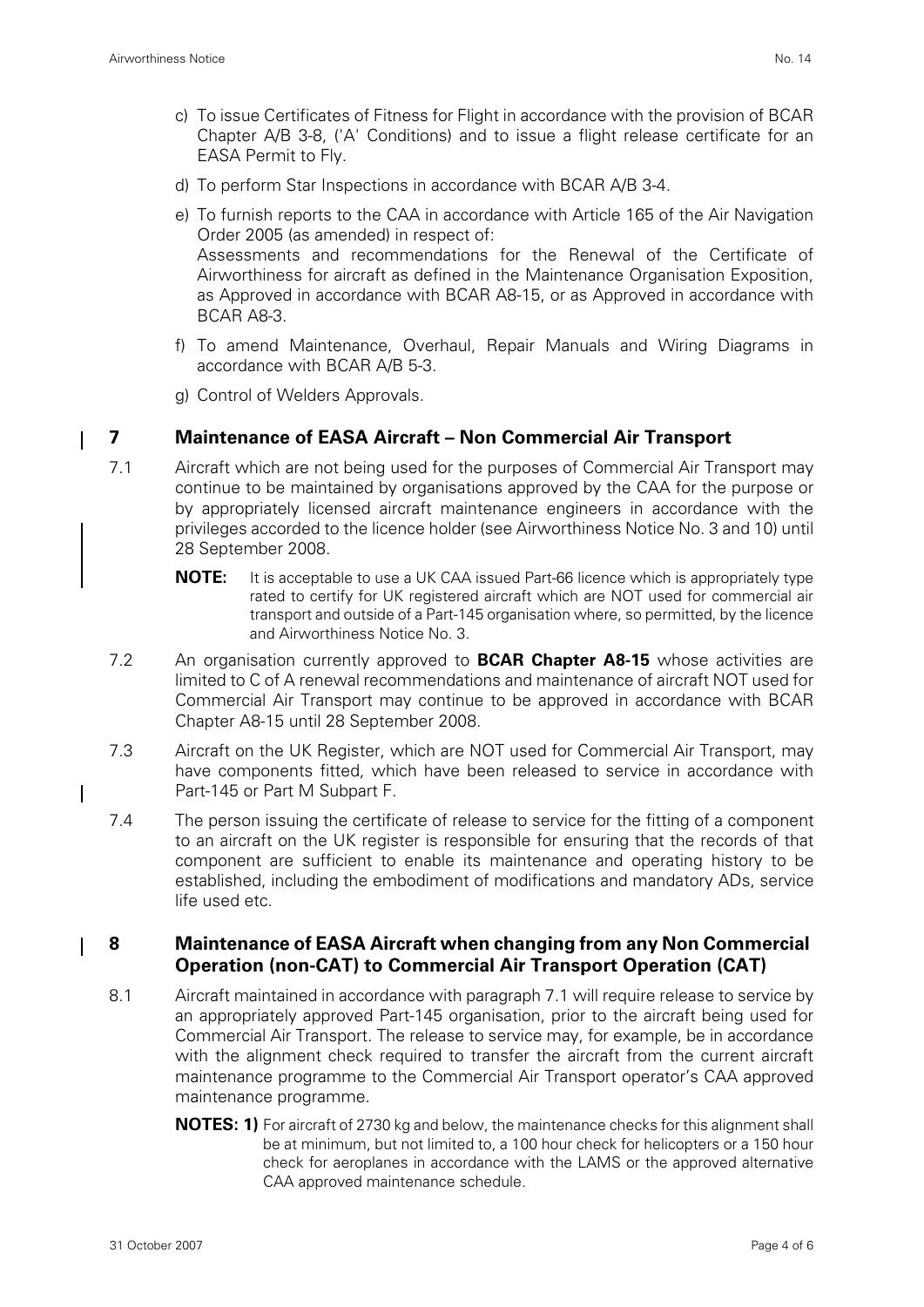c) To issue Certificates of Fitness for Flight in accordance with the provision of BCAR Chapter A/B 3-8, ('A' Conditions) and to issue a flight release certificate for an EASA Permit to Fly.

d) To perform Star Inspections in accordance with BCAR A/B 3-4.

e) To furnish reports to the CAA in accordance with Article 165 of the Air Navigation Order 2005 (as amended) in respect of:
Assessments and recommendations for the Renewal of the Certificate of Airworthiness for aircraft as defined in the Maintenance Organisation Exposition, as Approved in accordance with BCAR A8-15, or as Approved in accordance with BCAR A8-3.

f) To amend Maintenance, Overhaul, Repair Manuals and Wiring Diagrams in accordance with BCAR A/B 5-3.

g) Control of Welders Approvals.

## 7 Maintenance of EASA Aircraft – Non Commercial Air Transport

7.1 Aircraft which are not being used for the purposes of Commercial Air Transport may continue to be maintained by organisations approved by the CAA for the purpose or by appropriately licensed aircraft maintenance engineers in accordance with the privileges accorded to the licence holder (see Airworthiness Notice No. 3 and 10) until 28 September 2008.

**NOTE:** It is acceptable to use a UK CAA issued Part-66 licence which is appropriately type rated to certify for UK registered aircraft which are NOT used for commercial air transport and outside of a Part-145 organisation where, so permitted, by the licence and Airworthiness Notice No. 3.

7.2 An organisation currently approved to **BCAR Chapter A8-15** whose activities are limited to C of A renewal recommendations and maintenance of aircraft NOT used for Commercial Air Transport may continue to be approved in accordance with BCAR Chapter A8-15 until 28 September 2008.

7.3 Aircraft on the UK Register, which are NOT used for Commercial Air Transport, may have components fitted, which have been released to service in accordance with Part-145 or Part M Subpart F.

7.4 The person issuing the certificate of release to service for the fitting of a component to an aircraft on the UK register is responsible for ensuring that the records of that component are sufficient to enable its maintenance and operating history to be established, including the embodiment of modifications and mandatory ADs, service life used etc.

## 8 Maintenance of EASA Aircraft when changing from any Non Commercial Operation (non-CAT) to Commercial Air Transport Operation (CAT)

8.1 Aircraft maintained in accordance with paragraph 7.1 will require release to service by an appropriately approved Part-145 organisation, prior to the aircraft being used for Commercial Air Transport. The release to service may, for example, be in accordance with the alignment check required to transfer the aircraft from the current aircraft maintenance programme to the Commercial Air Transport operator's CAA approved maintenance programme.

**NOTES: 1)** For aircraft of 2730 kg and below, the maintenance checks for this alignment shall be at minimum, but not limited to, a 100 hour check for helicopters or a 150 hour check for aeroplanes in accordance with the LAMS or the approved alternative CAA approved maintenance schedule.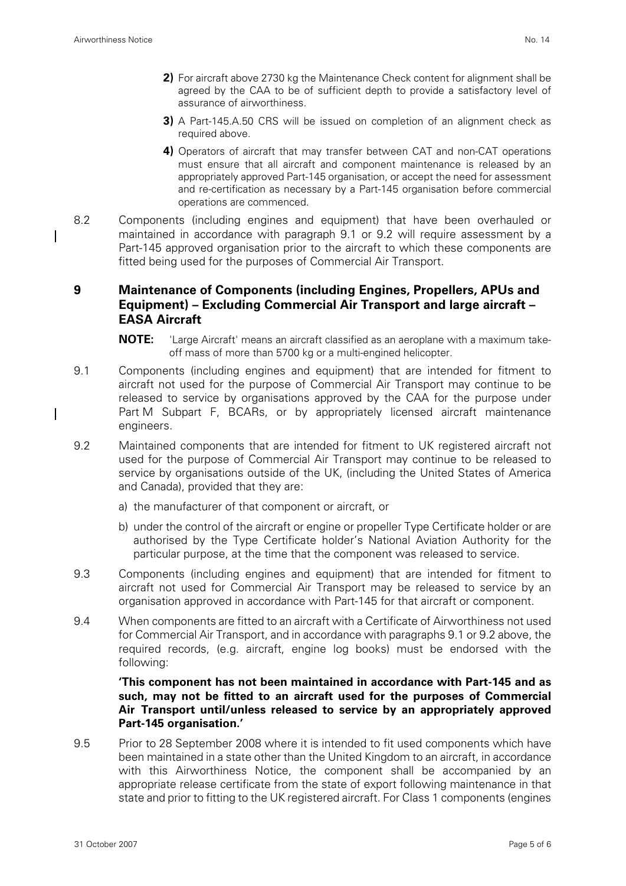**2)** For aircraft above 2730 kg the Maintenance Check content for alignment shall be agreed by the CAA to be of sufficient depth to provide a satisfactory level of assurance of airworthiness.

**3)** A Part-145.A.50 CRS will be issued on completion of an alignment check as required above.

**4)** Operators of aircraft that may transfer between CAT and non-CAT operations must ensure that all aircraft and component maintenance is released by an appropriately approved Part-145 organisation, or accept the need for assessment and re-certification as necessary by a Part-145 organisation before commercial operations are commenced.

8.2 Components (including engines and equipment) that have been overhauled or maintained in accordance with paragraph 9.1 or 9.2 will require assessment by a Part-145 approved organisation prior to the aircraft to which these components are fitted being used for the purposes of Commercial Air Transport.

## 9 Maintenance of Components (including Engines, Propellers, APUs and Equipment) – Excluding Commercial Air Transport and large aircraft – EASA Aircraft

**NOTE:** 'Large Aircraft' means an aircraft classified as an aeroplane with a maximum take-off mass of more than 5700 kg or a multi-engined helicopter.

9.1 Components (including engines and equipment) that are intended for fitment to aircraft not used for the purpose of Commercial Air Transport may continue to be released to service by organisations approved by the CAA for the purpose under Part M Subpart F, BCARs, or by appropriately licensed aircraft maintenance engineers.

9.2 Maintained components that are intended for fitment to UK registered aircraft not used for the purpose of Commercial Air Transport may continue to be released to service by organisations outside of the UK, (including the United States of America and Canada), provided that they are:

a) the manufacturer of that component or aircraft, or

b) under the control of the aircraft or engine or propeller Type Certificate holder or are authorised by the Type Certificate holder's National Aviation Authority for the particular purpose, at the time that the component was released to service.

9.3 Components (including engines and equipment) that are intended for fitment to aircraft not used for Commercial Air Transport may be released to service by an organisation approved in accordance with Part-145 for that aircraft or component.

9.4 When components are fitted to an aircraft with a Certificate of Airworthiness not used for Commercial Air Transport, and in accordance with paragraphs 9.1 or 9.2 above, the required records, (e.g. aircraft, engine log books) must be endorsed with the following:

**'This component has not been maintained in accordance with Part-145 and as such, may not be fitted to an aircraft used for the purposes of Commercial Air Transport until/unless released to service by an appropriately approved Part-145 organisation.'**

9.5 Prior to 28 September 2008 where it is intended to fit used components which have been maintained in a state other than the United Kingdom to an aircraft, in accordance with this Airworthiness Notice, the component shall be accompanied by an appropriate release certificate from the state of export following maintenance in that state and prior to fitting to the UK registered aircraft. For Class 1 components (engines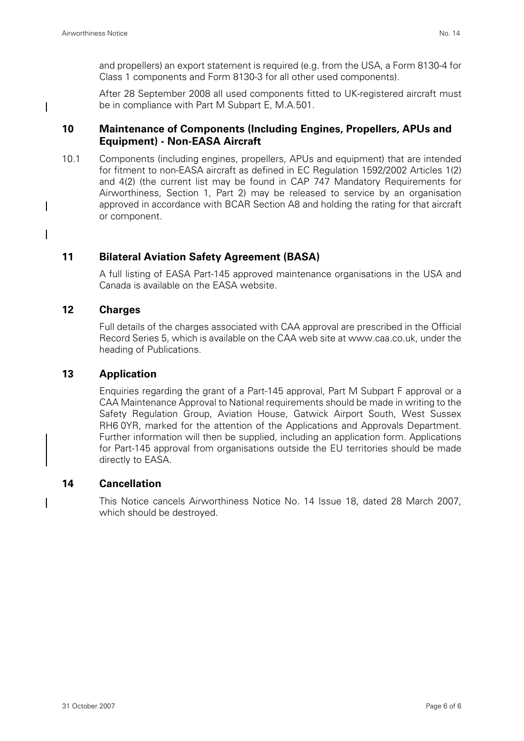and propellers) an export statement is required (e.g. from the USA, a Form 8130-4 for Class 1 components and Form 8130-3 for all other used components).

After 28 September 2008 all used components fitted to UK-registered aircraft must be in compliance with Part M Subpart E, M.A.501.

## 10 Maintenance of Components (Including Engines, Propellers, APUs and Equipment) - Non-EASA Aircraft

10.1 Components (including engines, propellers, APUs and equipment) that are intended for fitment to non-EASA aircraft as defined in EC Regulation 1592/2002 Articles 1(2) and 4(2) (the current list may be found in CAP 747 Mandatory Requirements for Airworthiness, Section 1, Part 2) may be released to service by an organisation approved in accordance with BCAR Section A8 and holding the rating for that aircraft or component.

## 11 Bilateral Aviation Safety Agreement (BASA)

A full listing of EASA Part-145 approved maintenance organisations in the USA and Canada is available on the EASA website.

## 12 Charges

Full details of the charges associated with CAA approval are prescribed in the Official Record Series 5, which is available on the CAA web site at www.caa.co.uk, under the heading of Publications.

## 13 Application

Enquiries regarding the grant of a Part-145 approval, Part M Subpart F approval or a CAA Maintenance Approval to National requirements should be made in writing to the Safety Regulation Group, Aviation House, Gatwick Airport South, West Sussex RH6 0YR, marked for the attention of the Applications and Approvals Department. Further information will then be supplied, including an application form. Applications for Part-145 approval from organisations outside the EU territories should be made directly to EASA.

## 14 Cancellation

This Notice cancels Airworthiness Notice No. 14 Issue 18, dated 28 March 2007, which should be destroyed.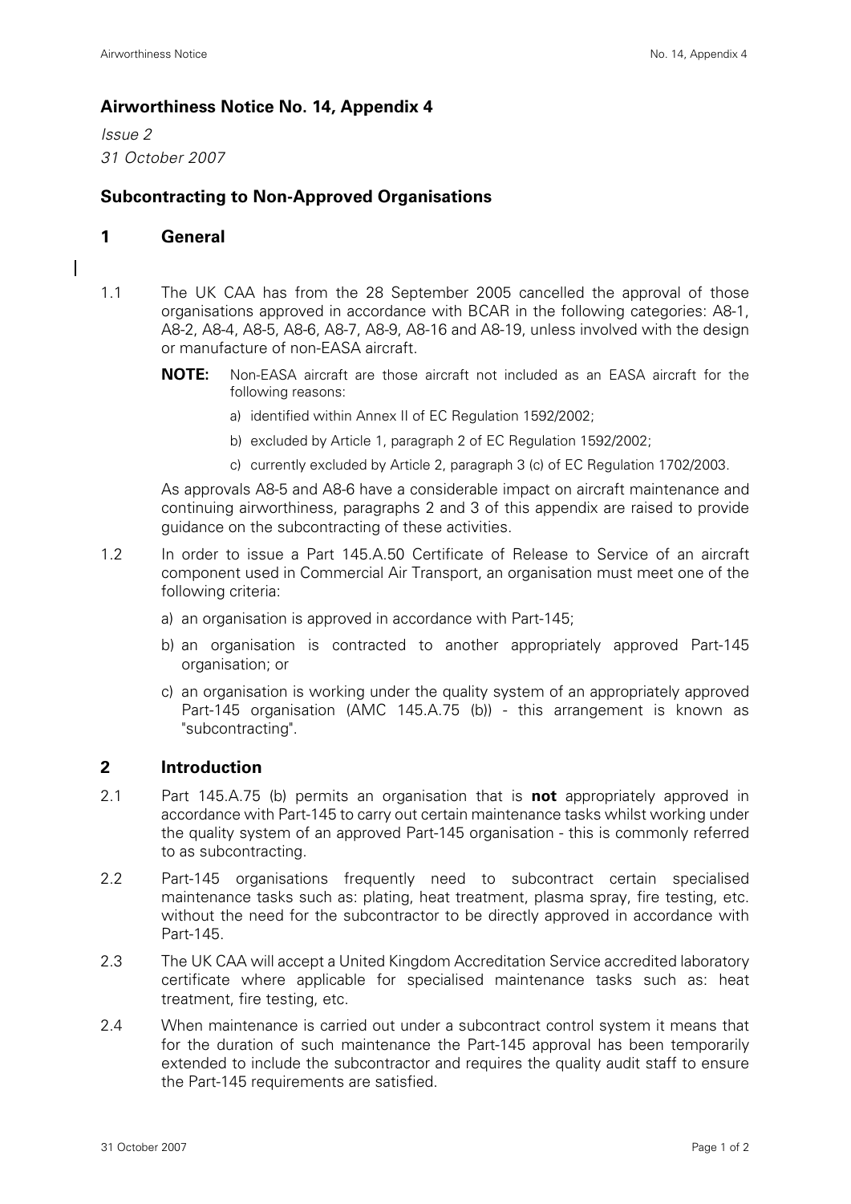## Airworthiness Notice No. 14, Appendix 4

*Issue 2*

*31 October 2007*

## Subcontracting to Non-Approved Organisations

### 1 General

1.1 The UK CAA has from the 28 September 2005 cancelled the approval of those organisations approved in accordance with BCAR in the following categories: A8-1, A8-2, A8-4, A8-5, A8-6, A8-7, A8-9, A8-16 and A8-19, unless involved with the design or manufacture of non-EASA aircraft.

**NOTE:** Non-EASA aircraft are those aircraft not included as an EASA aircraft for the following reasons:

a) identified within Annex II of EC Regulation 1592/2002;

b) excluded by Article 1, paragraph 2 of EC Regulation 1592/2002;

c) currently excluded by Article 2, paragraph 3 (c) of EC Regulation 1702/2003.

As approvals A8-5 and A8-6 have a considerable impact on aircraft maintenance and continuing airworthiness, paragraphs 2 and 3 of this appendix are raised to provide guidance on the subcontracting of these activities.

1.2 In order to issue a Part 145.A.50 Certificate of Release to Service of an aircraft component used in Commercial Air Transport, an organisation must meet one of the following criteria:

a) an organisation is approved in accordance with Part-145;

b) an organisation is contracted to another appropriately approved Part-145 organisation; or

c) an organisation is working under the quality system of an appropriately approved Part-145 organisation (AMC 145.A.75 (b)) - this arrangement is known as "subcontracting".

### 2 Introduction

2.1 Part 145.A.75 (b) permits an organisation that is **not** appropriately approved in accordance with Part-145 to carry out certain maintenance tasks whilst working under the quality system of an approved Part-145 organisation - this is commonly referred to as subcontracting.

2.2 Part-145 organisations frequently need to subcontract certain specialised maintenance tasks such as: plating, heat treatment, plasma spray, fire testing, etc. without the need for the subcontractor to be directly approved in accordance with Part-145.

2.3 The UK CAA will accept a United Kingdom Accreditation Service accredited laboratory certificate where applicable for specialised maintenance tasks such as: heat treatment, fire testing, etc.

2.4 When maintenance is carried out under a subcontract control system it means that for the duration of such maintenance the Part-145 approval has been temporarily extended to include the subcontractor and requires the quality audit staff to ensure the Part-145 requirements are satisfied.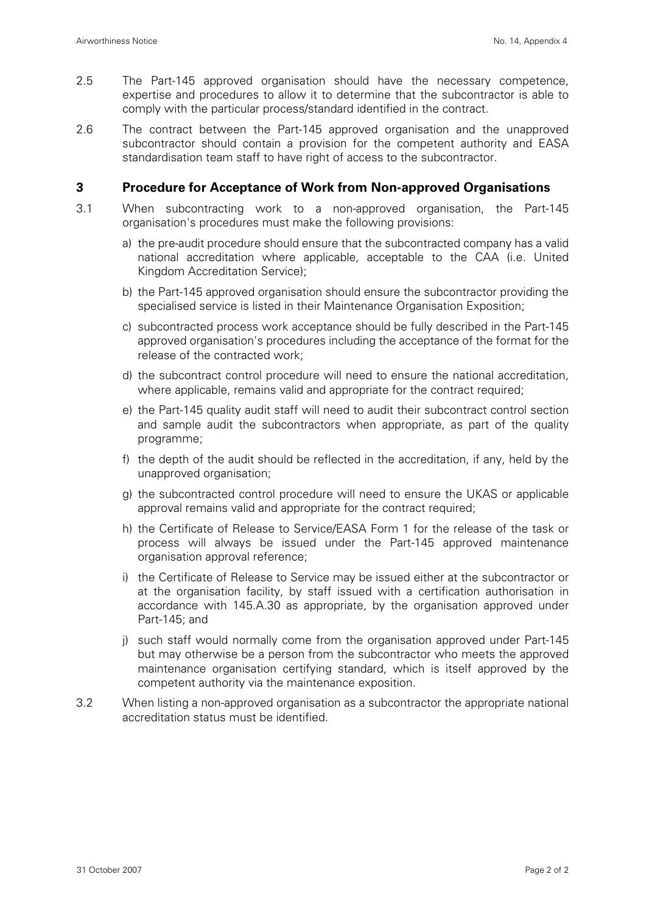2.5 The Part-145 approved organisation should have the necessary competence, expertise and procedures to allow it to determine that the subcontractor is able to comply with the particular process/standard identified in the contract.

2.6 The contract between the Part-145 approved organisation and the unapproved subcontractor should contain a provision for the competent authority and EASA standardisation team staff to have right of access to the subcontractor.

## 3 Procedure for Acceptance of Work from Non-approved Organisations

3.1 When subcontracting work to a non-approved organisation, the Part-145 organisation's procedures must make the following provisions:

a) the pre-audit procedure should ensure that the subcontracted company has a valid national accreditation where applicable, acceptable to the CAA (i.e. United Kingdom Accreditation Service);

b) the Part-145 approved organisation should ensure the subcontractor providing the specialised service is listed in their Maintenance Organisation Exposition;

c) subcontracted process work acceptance should be fully described in the Part-145 approved organisation's procedures including the acceptance of the format for the release of the contracted work;

d) the subcontract control procedure will need to ensure the national accreditation, where applicable, remains valid and appropriate for the contract required;

e) the Part-145 quality audit staff will need to audit their subcontract control section and sample audit the subcontractors when appropriate, as part of the quality programme;

f) the depth of the audit should be reflected in the accreditation, if any, held by the unapproved organisation;

g) the subcontracted control procedure will need to ensure the UKAS or applicable approval remains valid and appropriate for the contract required;

h) the Certificate of Release to Service/EASA Form 1 for the release of the task or process will always be issued under the Part-145 approved maintenance organisation approval reference;

i) the Certificate of Release to Service may be issued either at the subcontractor or at the organisation facility, by staff issued with a certification authorisation in accordance with 145.A.30 as appropriate, by the organisation approved under Part-145; and

j) such staff would normally come from the organisation approved under Part-145 but may otherwise be a person from the subcontractor who meets the approved maintenance organisation certifying standard, which is itself approved by the competent authority via the maintenance exposition.

3.2 When listing a non-approved organisation as a subcontractor the appropriate national accreditation status must be identified.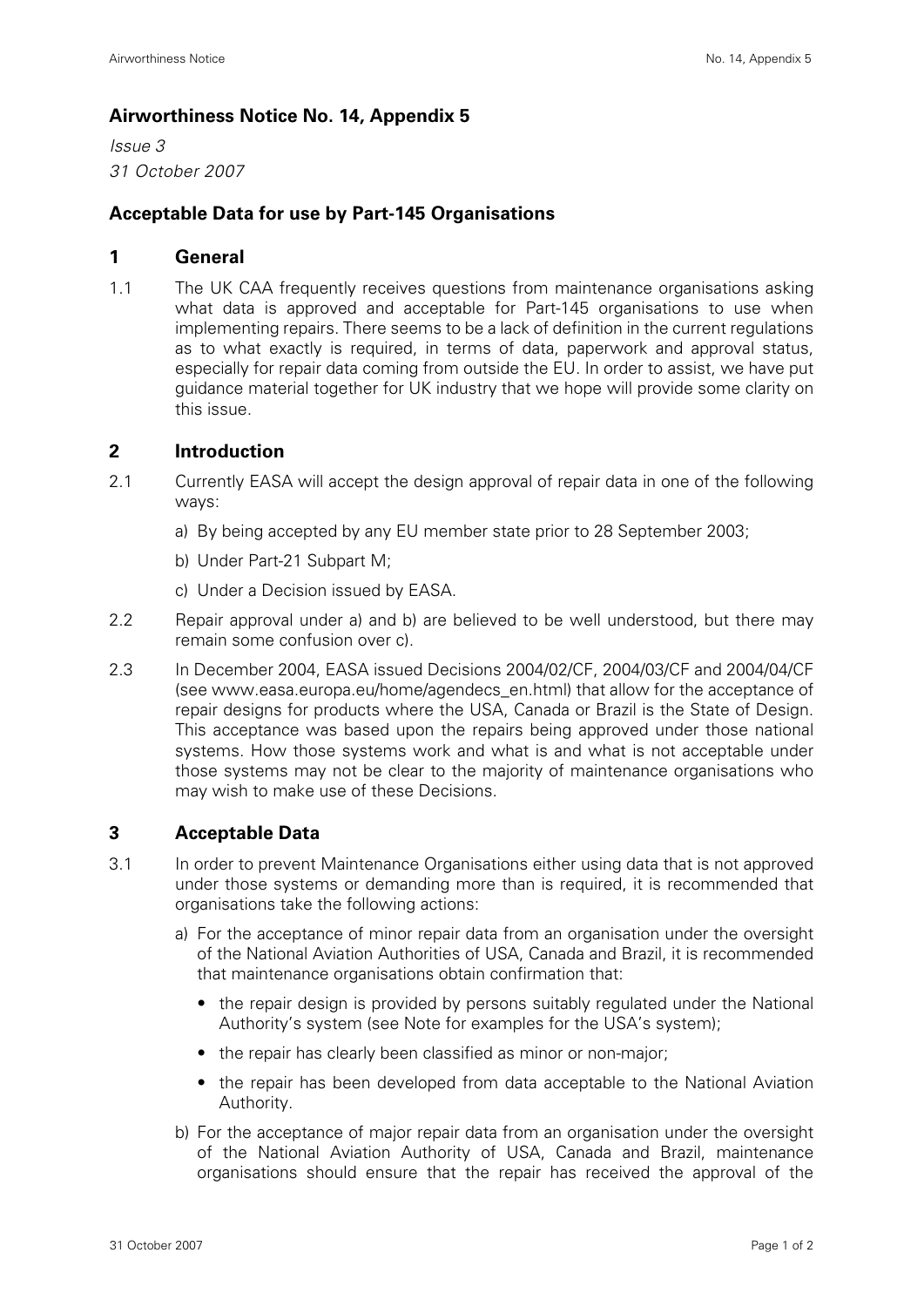## Airworthiness Notice No. 14, Appendix 5

*Issue 3*

*31 October 2007*

## Acceptable Data for use by Part-145 Organisations

### 1 General

1.1 The UK CAA frequently receives questions from maintenance organisations asking what data is approved and acceptable for Part-145 organisations to use when implementing repairs. There seems to be a lack of definition in the current regulations as to what exactly is required, in terms of data, paperwork and approval status, especially for repair data coming from outside the EU. In order to assist, we have put guidance material together for UK industry that we hope will provide some clarity on this issue.

### 2 Introduction

2.1 Currently EASA will accept the design approval of repair data in one of the following ways:

a) By being accepted by any EU member state prior to 28 September 2003;

b) Under Part-21 Subpart M;

c) Under a Decision issued by EASA.

2.2 Repair approval under a) and b) are believed to be well understood, but there may remain some confusion over c).

2.3 In December 2004, EASA issued Decisions 2004/02/CF, 2004/03/CF and 2004/04/CF (see www.easa.europa.eu/home/agendecs_en.html) that allow for the acceptance of repair designs for products where the USA, Canada or Brazil is the State of Design. This acceptance was based upon the repairs being approved under those national systems. How those systems work and what is and what is not acceptable under those systems may not be clear to the majority of maintenance organisations who may wish to make use of these Decisions.

### 3 Acceptable Data

3.1 In order to prevent Maintenance Organisations either using data that is not approved under those systems or demanding more than is required, it is recommended that organisations take the following actions:

a) For the acceptance of minor repair data from an organisation under the oversight of the National Aviation Authorities of USA, Canada and Brazil, it is recommended that maintenance organisations obtain confirmation that:

- the repair design is provided by persons suitably regulated under the National Authority's system (see Note for examples for the USA's system);
- the repair has clearly been classified as minor or non-major;
- the repair has been developed from data acceptable to the National Aviation Authority.

b) For the acceptance of major repair data from an organisation under the oversight of the National Aviation Authority of USA, Canada and Brazil, maintenance organisations should ensure that the repair has received the approval of the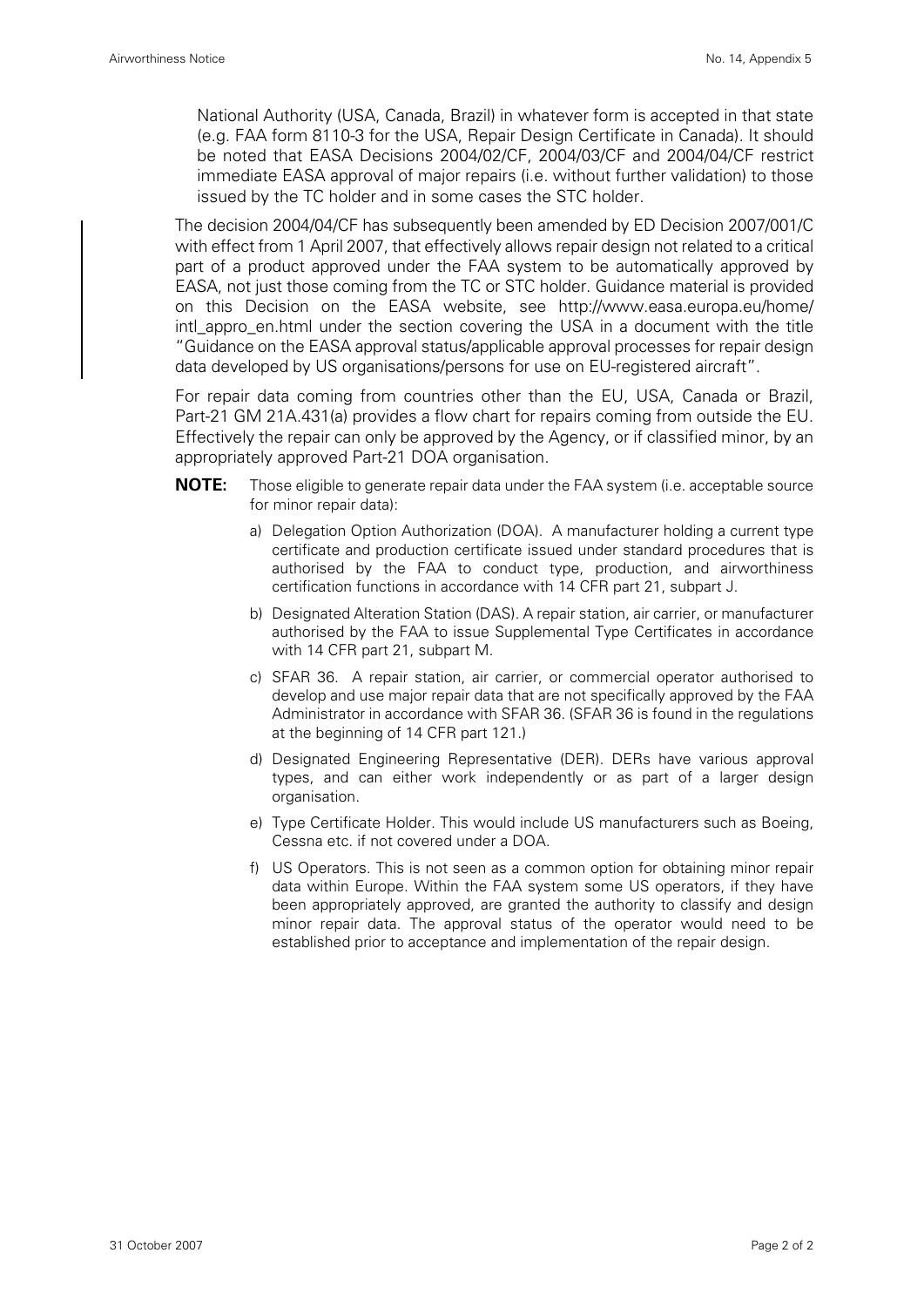National Authority (USA, Canada, Brazil) in whatever form is accepted in that state (e.g. FAA form 8110-3 for the USA, Repair Design Certificate in Canada). It should be noted that EASA Decisions 2004/02/CF, 2004/03/CF and 2004/04/CF restrict immediate EASA approval of major repairs (i.e. without further validation) to those issued by the TC holder and in some cases the STC holder.

The decision 2004/04/CF has subsequently been amended by ED Decision 2007/001/C with effect from 1 April 2007, that effectively allows repair design not related to a critical part of a product approved under the FAA system to be automatically approved by EASA, not just those coming from the TC or STC holder. Guidance material is provided on this Decision on the EASA website, see http://www.easa.europa.eu/home/intl_appro_en.html under the section covering the USA in a document with the title "Guidance on the EASA approval status/applicable approval processes for repair design data developed by US organisations/persons for use on EU-registered aircraft".

For repair data coming from countries other than the EU, USA, Canada or Brazil, Part-21 GM 21A.431(a) provides a flow chart for repairs coming from outside the EU. Effectively the repair can only be approved by the Agency, or if classified minor, by an appropriately approved Part-21 DOA organisation.

**NOTE:** Those eligible to generate repair data under the FAA system (i.e. acceptable source for minor repair data):

a) Delegation Option Authorization (DOA). A manufacturer holding a current type certificate and production certificate issued under standard procedures that is authorised by the FAA to conduct type, production, and airworthiness certification functions in accordance with 14 CFR part 21, subpart J.

b) Designated Alteration Station (DAS). A repair station, air carrier, or manufacturer authorised by the FAA to issue Supplemental Type Certificates in accordance with 14 CFR part 21, subpart M.

c) SFAR 36. A repair station, air carrier, or commercial operator authorised to develop and use major repair data that are not specifically approved by the FAA Administrator in accordance with SFAR 36. (SFAR 36 is found in the regulations at the beginning of 14 CFR part 121.)

d) Designated Engineering Representative (DER). DERs have various approval types, and can either work independently or as part of a larger design organisation.

e) Type Certificate Holder. This would include US manufacturers such as Boeing, Cessna etc. if not covered under a DOA.

f) US Operators. This is not seen as a common option for obtaining minor repair data within Europe. Within the FAA system some US operators, if they have been appropriately approved, are granted the authority to classify and design minor repair data. The approval status of the operator would need to be established prior to acceptance and implementation of the repair design.